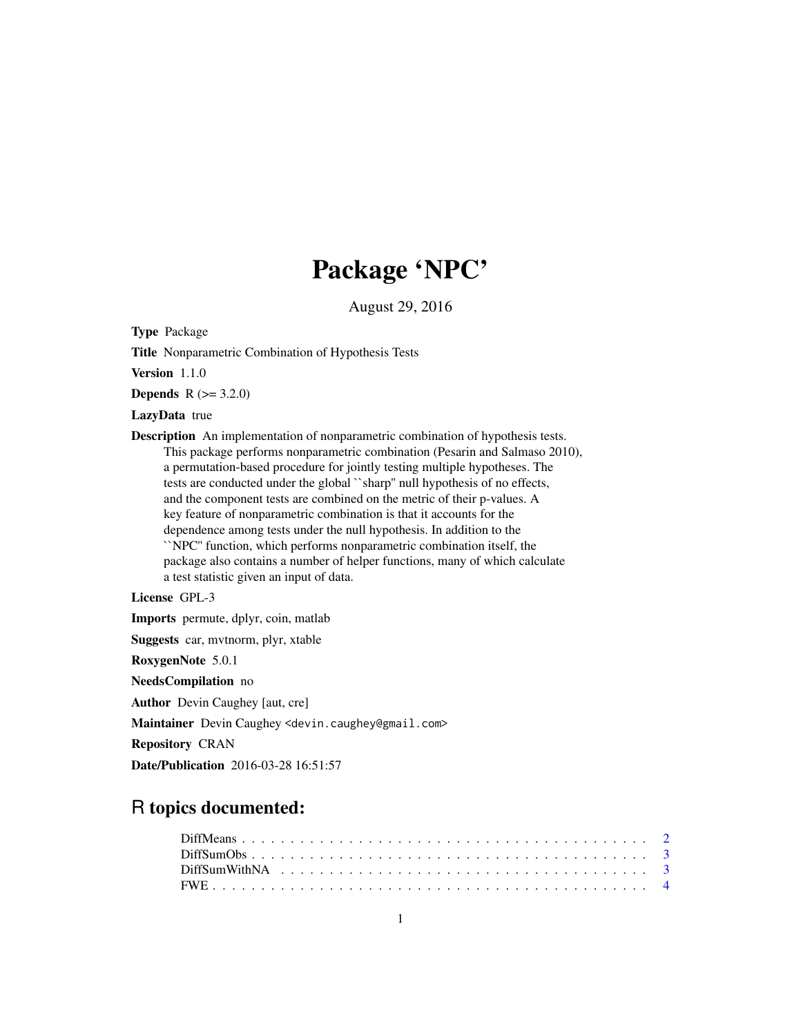# Package 'NPC'

August 29, 2016

**Type** Package

**Title** Nonparametric Combination of Hypothesis Tests

**Version** 1.1.0

**Depends** R (>= 3.2.0)

**LazyData** true

**Description** An implementation of nonparametric combination of hypothesis tests. This package performs nonparametric combination (Pesarin and Salmaso 2010), a permutation-based procedure for jointly testing multiple hypotheses. The tests are conducted under the global ``sharp'' null hypothesis of no effects, and the component tests are combined on the metric of their p-values. A key feature of nonparametric combination is that it accounts for the dependence among tests under the null hypothesis. In addition to the ``NPC'' function, which performs nonparametric combination itself, the package also contains a number of helper functions, many of which calculate a test statistic given an input of data.

**License** GPL-3

**Imports** permute, dplyr, coin, matlab

**Suggests** car, mvtnorm, plyr, xtable

**RoxygenNote** 5.0.1

**NeedsCompilation** no

**Author** Devin Caughey [aut, cre]

**Maintainer** Devin Caughey <devin.caughey@gmail.com>

**Repository** CRAN

**Date/Publication** 2016-03-28 16:51:57

## R topics documented:

- DiffMeans . . . . . . . . . . . . . . . . . . . . . . . . . . . . . . . . . . . . . . . 2
- DiffSumObs . . . . . . . . . . . . . . . . . . . . . . . . . . . . . . . . . . . . . . . 3
- DiffSumWithNA . . . . . . . . . . . . . . . . . . . . . . . . . . . . . . . . . . . . . 3
- FWE . . . . . . . . . . . . . . . . . . . . . . . . . . . . . . . . . . . . . . . . . . 4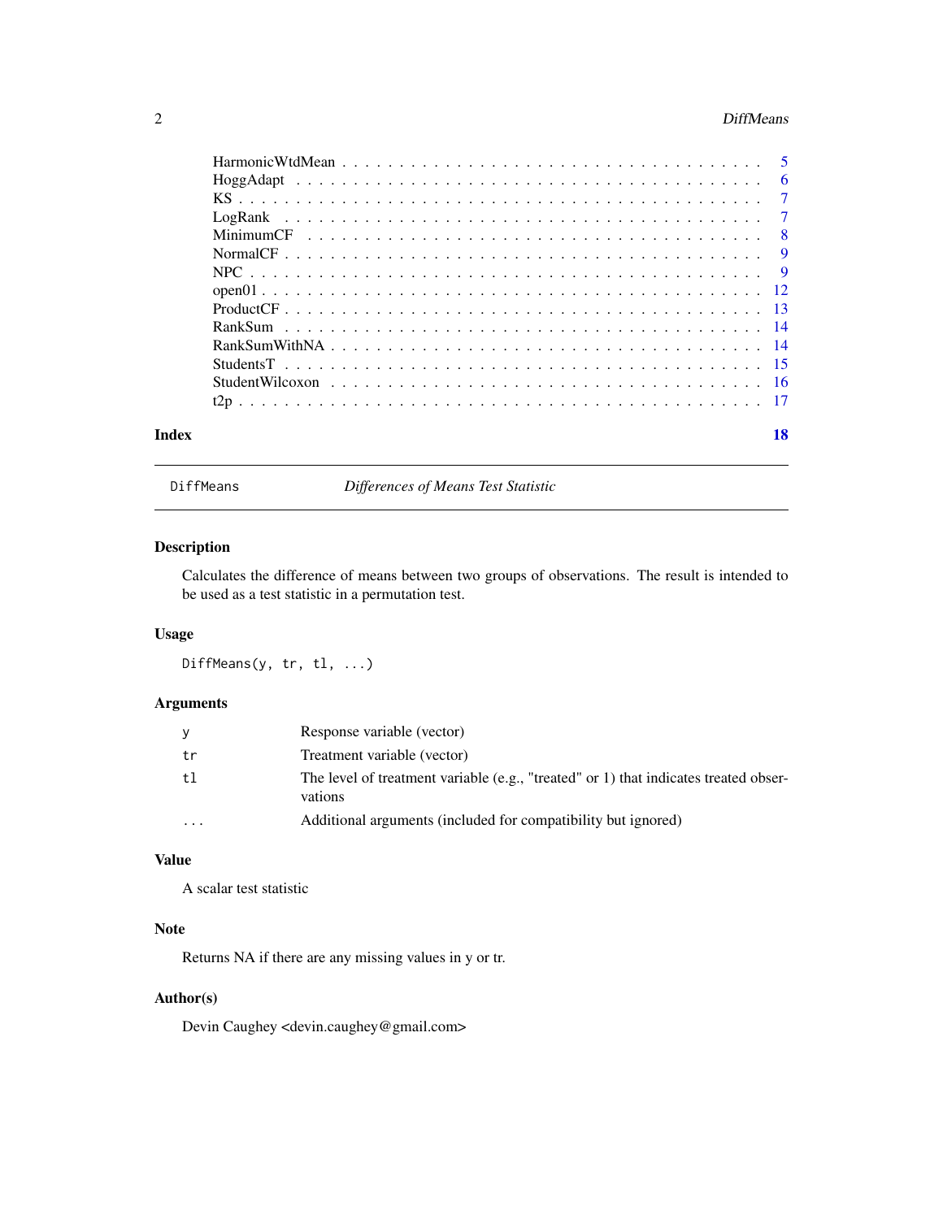HarmonicWtdMean . . . . . . . . . . . . . . . . . . . . . . . . . . . . . . . . . . 5
HoggAdapt . . . . . . . . . . . . . . . . . . . . . . . . . . . . . . . . . . . . . 6
KS . . . . . . . . . . . . . . . . . . . . . . . . . . . . . . . . . . . . . . . . . 7
LogRank . . . . . . . . . . . . . . . . . . . . . . . . . . . . . . . . . . . . . . 7
MinimumCF . . . . . . . . . . . . . . . . . . . . . . . . . . . . . . . . . . . . . 8
NormalCF . . . . . . . . . . . . . . . . . . . . . . . . . . . . . . . . . . . . . 9
NPC . . . . . . . . . . . . . . . . . . . . . . . . . . . . . . . . . . . . . . . . 9
open01 . . . . . . . . . . . . . . . . . . . . . . . . . . . . . . . . . . . . . . 12
ProductCF . . . . . . . . . . . . . . . . . . . . . . . . . . . . . . . . . . . . . 13
RankSum . . . . . . . . . . . . . . . . . . . . . . . . . . . . . . . . . . . . . . 14
RankSumWithNA . . . . . . . . . . . . . . . . . . . . . . . . . . . . . . . . . . 14
StudentsT . . . . . . . . . . . . . . . . . . . . . . . . . . . . . . . . . . . . . 15
StudentWilcoxon . . . . . . . . . . . . . . . . . . . . . . . . . . . . . . . . . . 16
t2p . . . . . . . . . . . . . . . . . . . . . . . . . . . . . . . . . . . . . . . . 17

**Index** **18**

---

# DiffMeans — *Differences of Means Test Statistic*

## Description

Calculates the difference of means between two groups of observations. The result is intended to be used as a test statistic in a permutation test.

## Usage

```
DiffMeans(y, tr, tl, ...)
```

## Arguments

| | |
|---|---|
| `y` | Response variable (vector) |
| `tr` | Treatment variable (vector) |
| `tl` | The level of treatment variable (e.g., "treated" or 1) that indicates treated observations |
| `...` | Additional arguments (included for compatibility but ignored) |

## Value

A scalar test statistic

## Note

Returns NA if there are any missing values in y or tr.

## Author(s)

Devin Caughey <devin.caughey@gmail.com>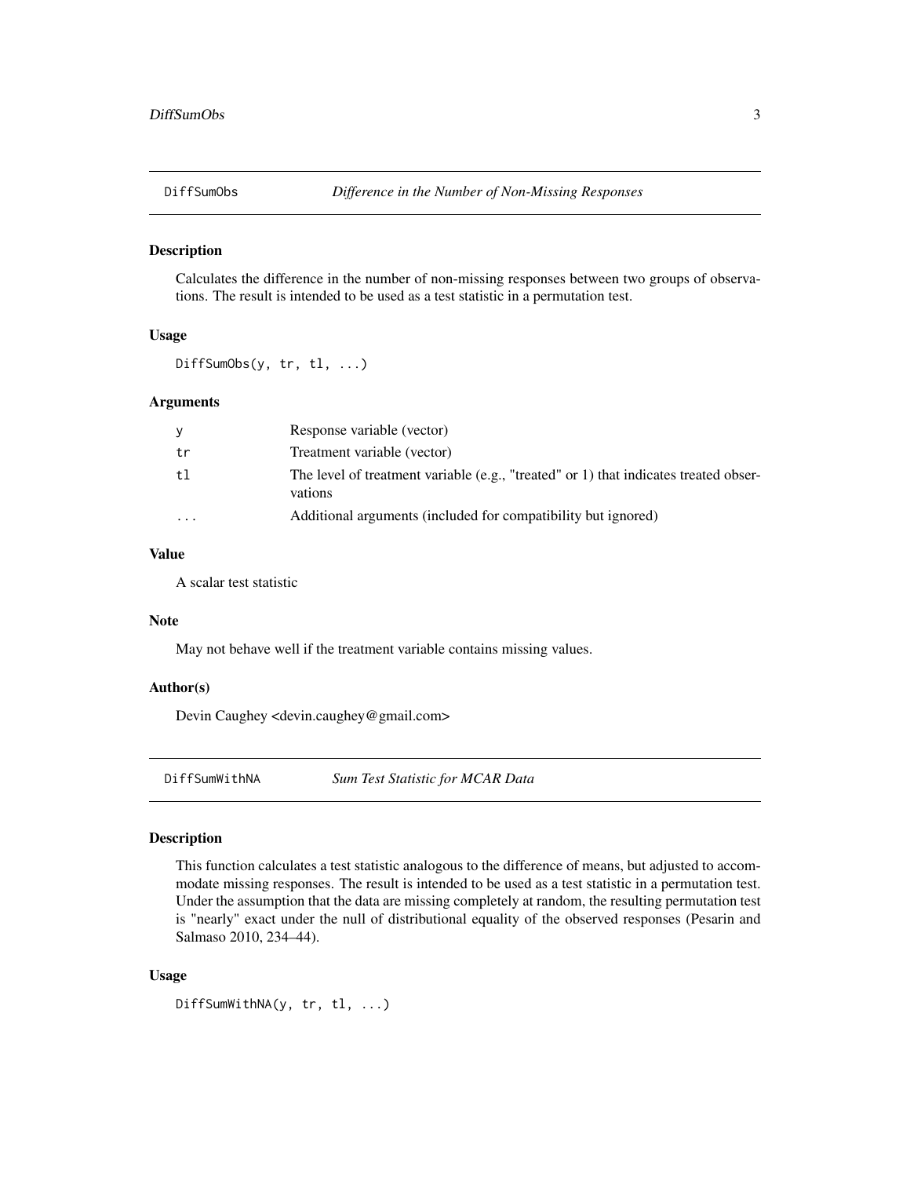## DiffSumObs — *Difference in the Number of Non-Missing Responses*

### Description

Calculates the difference in the number of non-missing responses between two groups of observations. The result is intended to be used as a test statistic in a permutation test.

### Usage

```
DiffSumObs(y, tr, tl, ...)
```

### Arguments

| | |
|---|---|
| `y` | Response variable (vector) |
| `tr` | Treatment variable (vector) |
| `tl` | The level of treatment variable (e.g., "treated" or 1) that indicates treated observations |
| `...` | Additional arguments (included for compatibility but ignored) |

### Value

A scalar test statistic

### Note

May not behave well if the treatment variable contains missing values.

### Author(s)

Devin Caughey <devin.caughey@gmail.com>

## DiffSumWithNA — *Sum Test Statistic for MCAR Data*

### Description

This function calculates a test statistic analogous to the difference of means, but adjusted to accommodate missing responses. The result is intended to be used as a test statistic in a permutation test. Under the assumption that the data are missing completely at random, the resulting permutation test is "nearly" exact under the null of distributional equality of the observed responses (Pesarin and Salmaso 2010, 234–44).

### Usage

```
DiffSumWithNA(y, tr, tl, ...)
```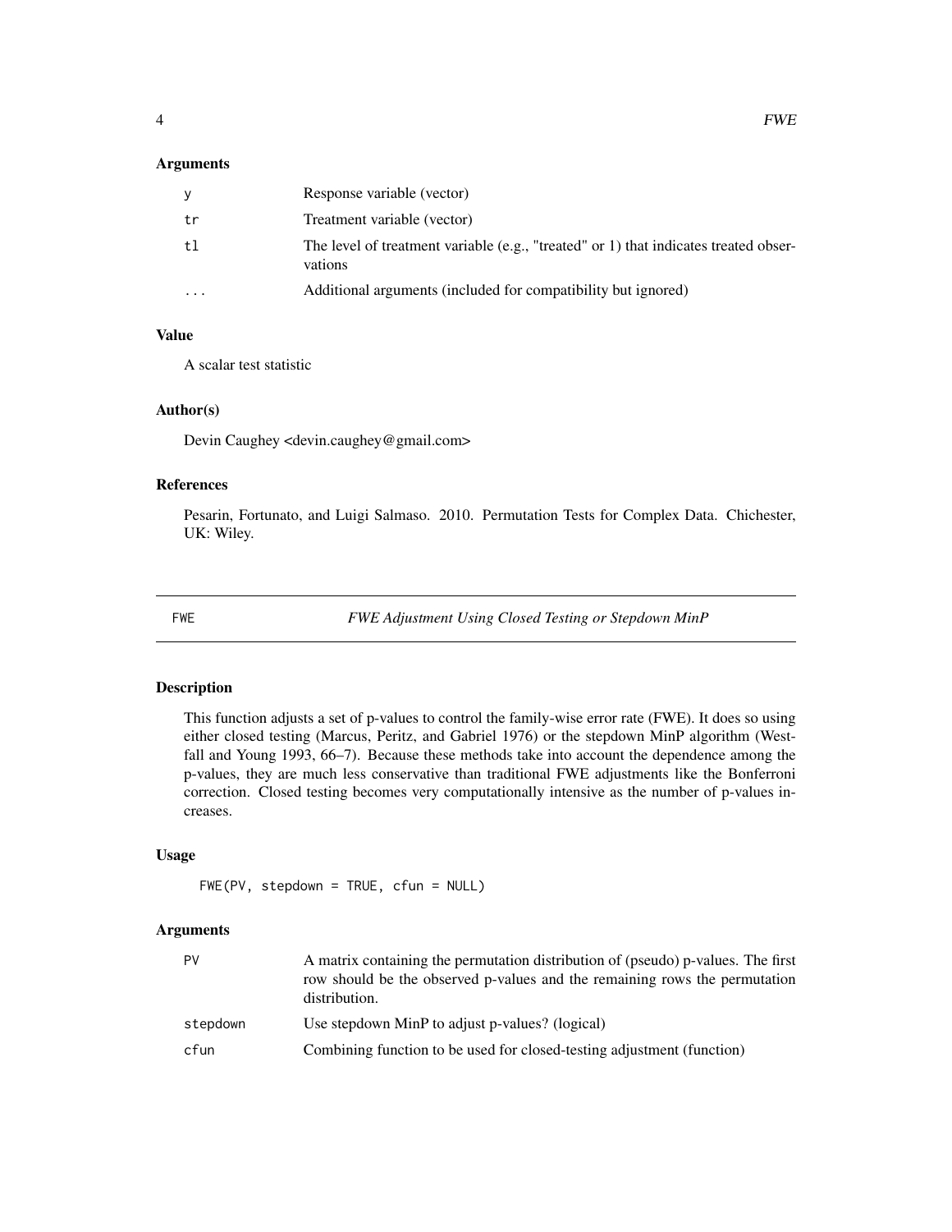### Arguments

| | |
|---|---|
| `y` | Response variable (vector) |
| `tr` | Treatment variable (vector) |
| `tl` | The level of treatment variable (e.g., "treated" or 1) that indicates treated observations |
| `...` | Additional arguments (included for compatibility but ignored) |

### Value

A scalar test statistic

### Author(s)

Devin Caughey <devin.caughey@gmail.com>

### References

Pesarin, Fortunato, and Luigi Salmaso. 2010. Permutation Tests for Complex Data. Chichester, UK: Wiley.

---

## FWE — *FWE Adjustment Using Closed Testing or Stepdown MinP*

---

### Description

This function adjusts a set of p-values to control the family-wise error rate (FWE). It does so using either closed testing (Marcus, Peritz, and Gabriel 1976) or the stepdown MinP algorithm (Westfall and Young 1993, 66–7). Because these methods take into account the dependence among the p-values, they are much less conservative than traditional FWE adjustments like the Bonferroni correction. Closed testing becomes very computationally intensive as the number of p-values increases.

### Usage

```
FWE(PV, stepdown = TRUE, cfun = NULL)
```

### Arguments

| | |
|---|---|
| `PV` | A matrix containing the permutation distribution of (pseudo) p-values. The first row should be the observed p-values and the remaining rows the permutation distribution. |
| `stepdown` | Use stepdown MinP to adjust p-values? (logical) |
| `cfun` | Combining function to be used for closed-testing adjustment (function) |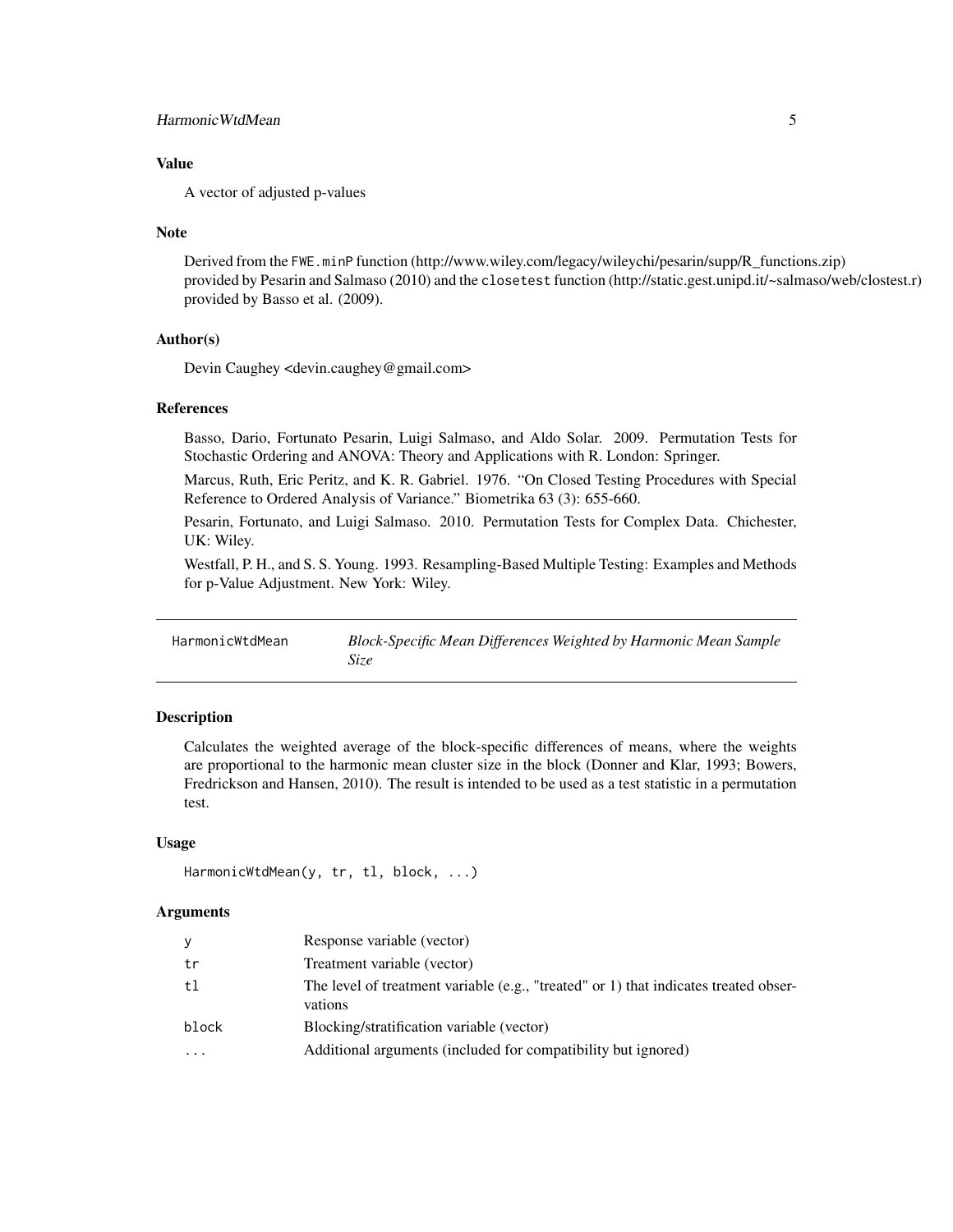### Value

A vector of adjusted p-values

### Note

Derived from the `FWE.minP` function (http://www.wiley.com/legacy/wileychi/pesarin/supp/R_functions.zip) provided by Pesarin and Salmaso (2010) and the `closetest` function (http://static.gest.unipd.it/~salmaso/web/clostest.r) provided by Basso et al. (2009).

### Author(s)

Devin Caughey <devin.caughey@gmail.com>

### References

Basso, Dario, Fortunato Pesarin, Luigi Salmaso, and Aldo Solar. 2009. Permutation Tests for Stochastic Ordering and ANOVA: Theory and Applications with R. London: Springer.

Marcus, Ruth, Eric Peritz, and K. R. Gabriel. 1976. "On Closed Testing Procedures with Special Reference to Ordered Analysis of Variance." Biometrika 63 (3): 655-660.

Pesarin, Fortunato, and Luigi Salmaso. 2010. Permutation Tests for Complex Data. Chichester, UK: Wiley.

Westfall, P. H., and S. S. Young. 1993. Resampling-Based Multiple Testing: Examples and Methods for p-Value Adjustment. New York: Wiley.

---

## HarmonicWtdMean — *Block-Specific Mean Differences Weighted by Harmonic Mean Sample Size*

---

### Description

Calculates the weighted average of the block-specific differences of means, where the weights are proportional to the harmonic mean cluster size in the block (Donner and Klar, 1993; Bowers, Fredrickson and Hansen, 2010). The result is intended to be used as a test statistic in a permutation test.

### Usage

```
HarmonicWtdMean(y, tr, tl, block, ...)
```

### Arguments

| | |
|---|---|
| `y` | Response variable (vector) |
| `tr` | Treatment variable (vector) |
| `tl` | The level of treatment variable (e.g., "treated" or 1) that indicates treated observations |
| `block` | Blocking/stratification variable (vector) |
| `...` | Additional arguments (included for compatibility but ignored) |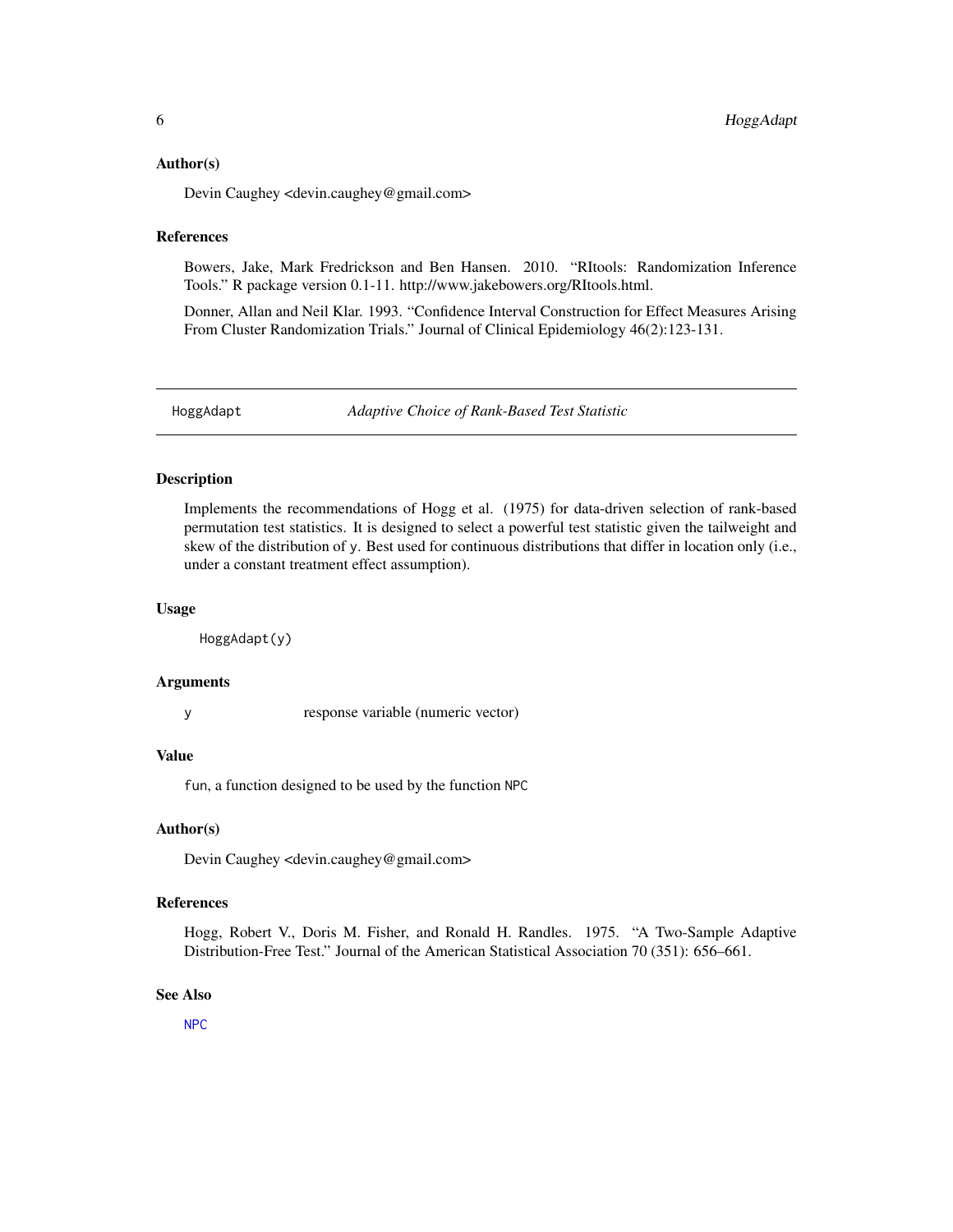### Author(s)

Devin Caughey <devin.caughey@gmail.com>

### References

Bowers, Jake, Mark Fredrickson and Ben Hansen. 2010. "RItools: Randomization Inference Tools." R package version 0.1-11. http://www.jakebowers.org/RItools.html.

Donner, Allan and Neil Klar. 1993. "Confidence Interval Construction for Effect Measures Arising From Cluster Randomization Trials." Journal of Clinical Epidemiology 46(2):123-131.

---

## HoggAdapt — *Adaptive Choice of Rank-Based Test Statistic*

---

### Description

Implements the recommendations of Hogg et al. (1975) for data-driven selection of rank-based permutation test statistics. It is designed to select a powerful test statistic given the tailweight and skew of the distribution of `y`. Best used for continuous distributions that differ in location only (i.e., under a constant treatment effect assumption).

### Usage

```
HoggAdapt(y)
```

### Arguments

`y`     response variable (numeric vector)

### Value

`fun`, a function designed to be used by the function `NPC`

### Author(s)

Devin Caughey <devin.caughey@gmail.com>

### References

Hogg, Robert V., Doris M. Fisher, and Ronald H. Randles. 1975. "A Two-Sample Adaptive Distribution-Free Test." Journal of the American Statistical Association 70 (351): 656–661.

### See Also

`NPC`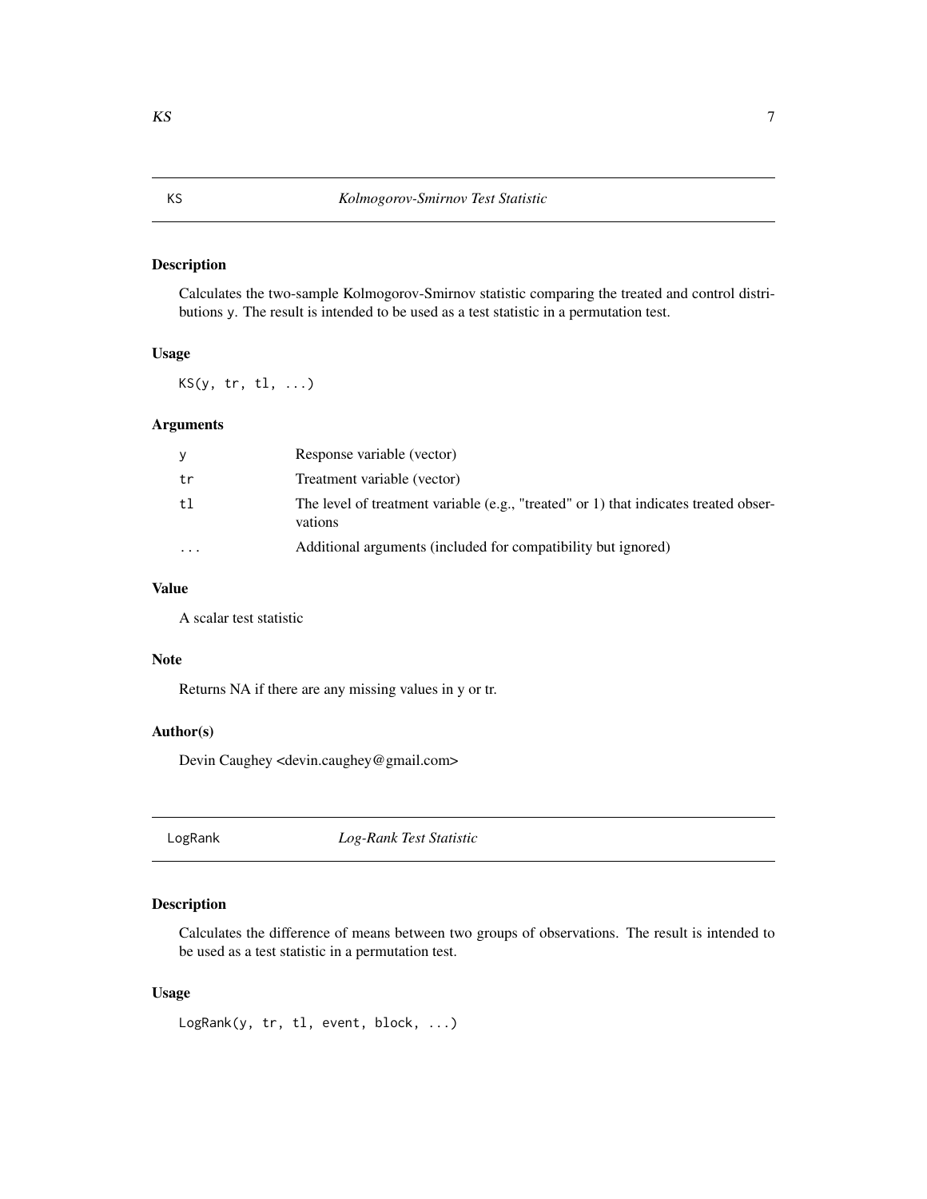## KS — *Kolmogorov-Smirnov Test Statistic*

### Description

Calculates the two-sample Kolmogorov-Smirnov statistic comparing the treated and control distributions y. The result is intended to be used as a test statistic in a permutation test.

### Usage

```
KS(y, tr, tl, ...)
```

### Arguments

| | |
|---|---|
| y | Response variable (vector) |
| tr | Treatment variable (vector) |
| tl | The level of treatment variable (e.g., "treated" or 1) that indicates treated observations |
| ... | Additional arguments (included for compatibility but ignored) |

### Value

A scalar test statistic

### Note

Returns NA if there are any missing values in y or tr.

### Author(s)

Devin Caughey <devin.caughey@gmail.com>

## LogRank — *Log-Rank Test Statistic*

### Description

Calculates the difference of means between two groups of observations. The result is intended to be used as a test statistic in a permutation test.

### Usage

```
LogRank(y, tr, tl, event, block, ...)
```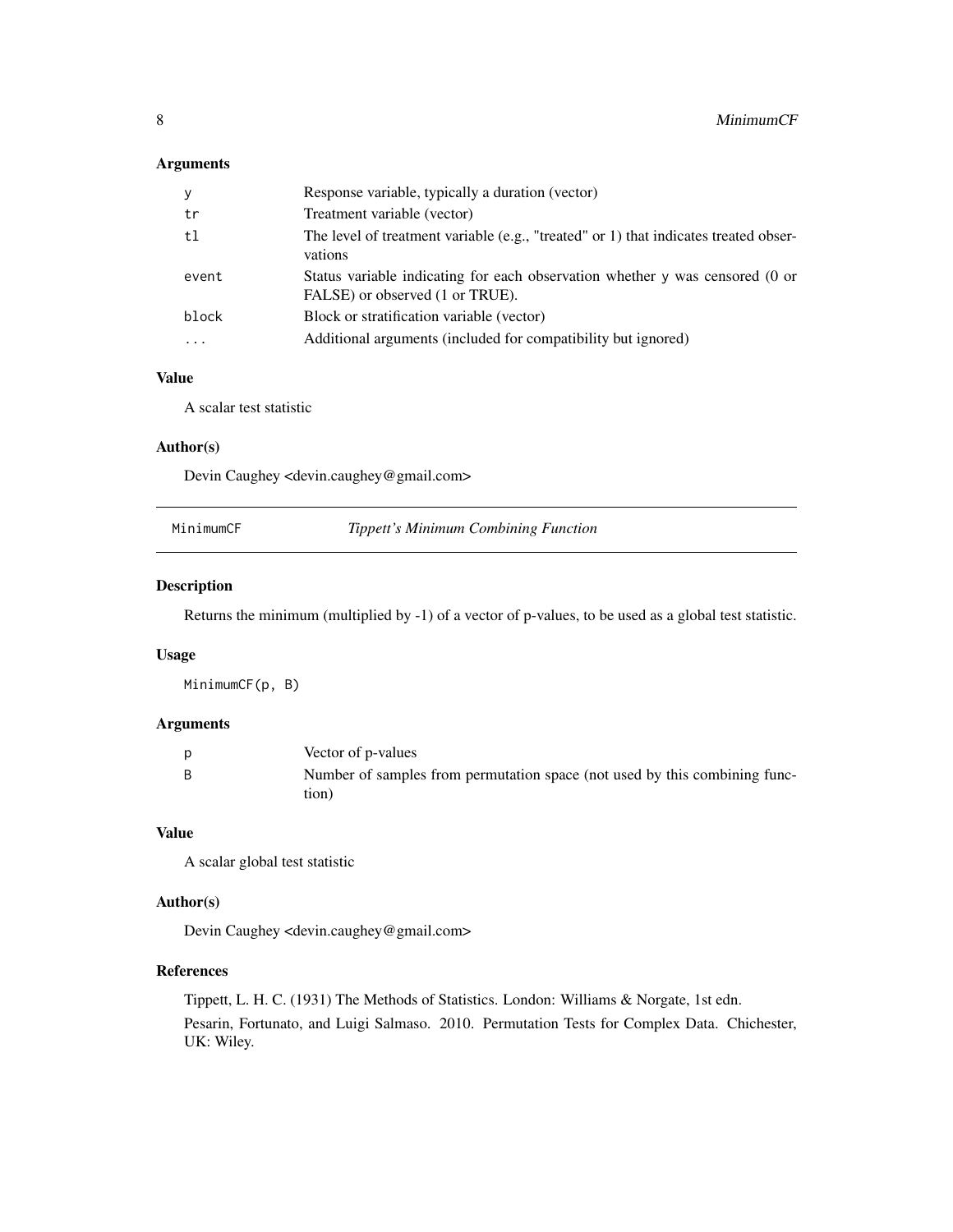### Arguments

| | |
|---|---|
| `y` | Response variable, typically a duration (vector) |
| `tr` | Treatment variable (vector) |
| `tl` | The level of treatment variable (e.g., "treated" or 1) that indicates treated observations |
| `event` | Status variable indicating for each observation whether `y` was censored (0 or FALSE) or observed (1 or TRUE). |
| `block` | Block or stratification variable (vector) |
| `...` | Additional arguments (included for compatibility but ignored) |

### Value

A scalar test statistic

### Author(s)

Devin Caughey <devin.caughey@gmail.com>

---

## MinimumCF — *Tippett's Minimum Combining Function*

### Description

Returns the minimum (multiplied by -1) of a vector of p-values, to be used as a global test statistic.

### Usage

```
MinimumCF(p, B)
```

### Arguments

| | |
|---|---|
| `p` | Vector of p-values |
| `B` | Number of samples from permutation space (not used by this combining function) |

### Value

A scalar global test statistic

### Author(s)

Devin Caughey <devin.caughey@gmail.com>

### References

Tippett, L. H. C. (1931) The Methods of Statistics. London: Williams & Norgate, 1st edn.

Pesarin, Fortunato, and Luigi Salmaso. 2010. Permutation Tests for Complex Data. Chichester, UK: Wiley.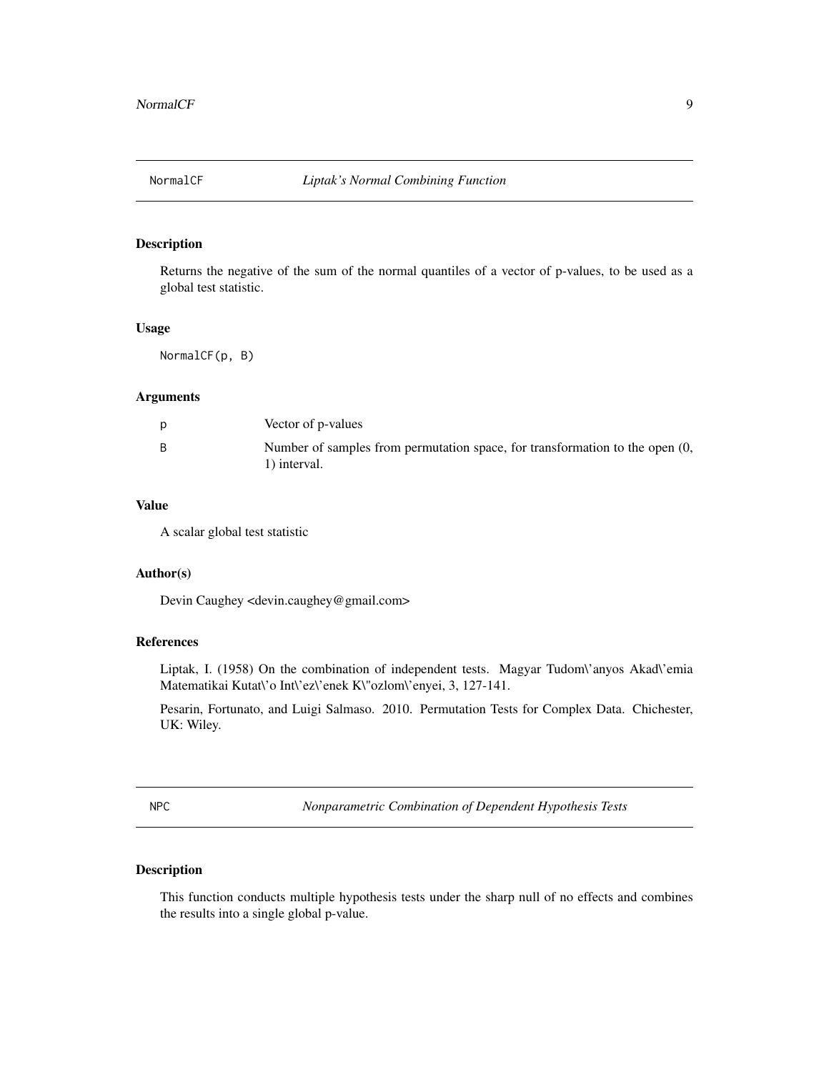## NormalCF — *Liptak's Normal Combining Function*

### Description

Returns the negative of the sum of the normal quantiles of a vector of p-values, to be used as a global test statistic.

### Usage

```
NormalCF(p, B)
```

### Arguments

| | |
|---|---|
| p | Vector of p-values |
| B | Number of samples from permutation space, for transformation to the open (0, 1) interval. |

### Value

A scalar global test statistic

### Author(s)

Devin Caughey <devin.caughey@gmail.com>

### References

Liptak, I. (1958) On the combination of independent tests. Magyar Tudom\'anyos Akad\'emia Matematikai Kutat\'o Int\'ez\'enek K\"ozlom\'enyei, 3, 127-141.

Pesarin, Fortunato, and Luigi Salmaso. 2010. Permutation Tests for Complex Data. Chichester, UK: Wiley.

## NPC — *Nonparametric Combination of Dependent Hypothesis Tests*

### Description

This function conducts multiple hypothesis tests under the sharp null of no effects and combines the results into a single global p-value.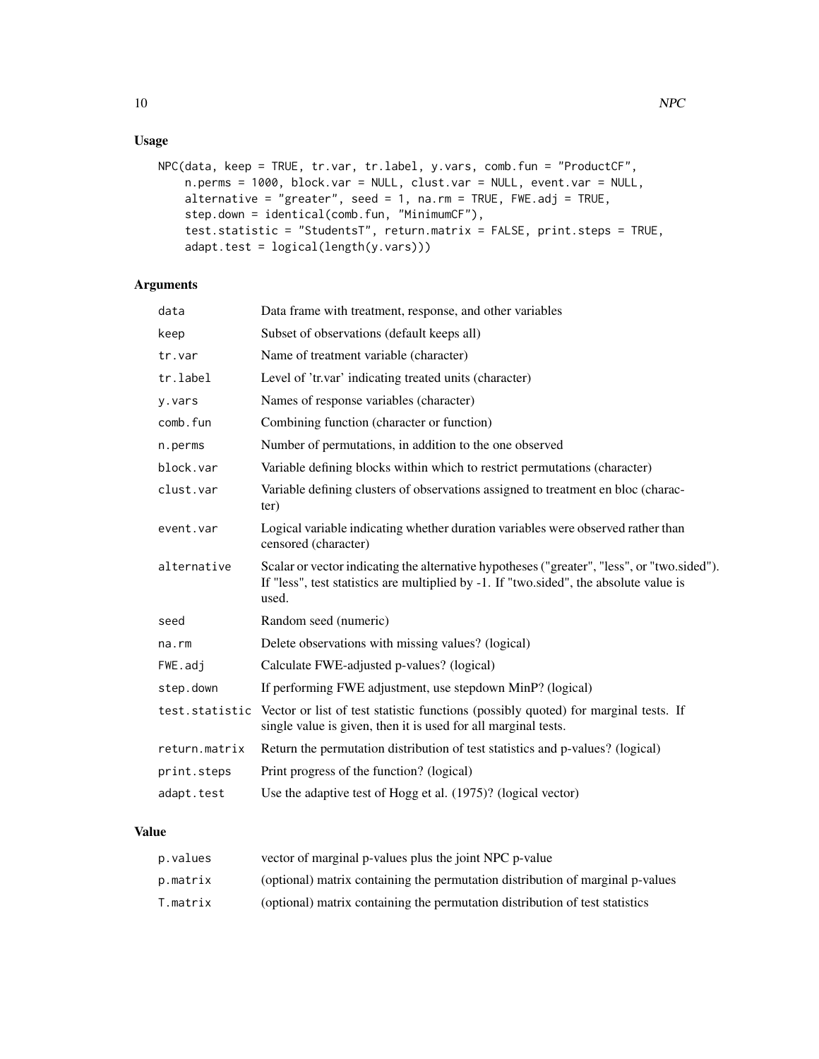## Usage

```
NPC(data, keep = TRUE, tr.var, tr.label, y.vars, comb.fun = "ProductCF",
    n.perms = 1000, block.var = NULL, clust.var = NULL, event.var = NULL,
    alternative = "greater", seed = 1, na.rm = TRUE, FWE.adj = TRUE,
    step.down = identical(comb.fun, "MinimumCF"),
    test.statistic = "StudentsT", return.matrix = FALSE, print.steps = TRUE,
    adapt.test = logical(length(y.vars)))
```

## Arguments

| | |
|---|---|
| data | Data frame with treatment, response, and other variables |
| keep | Subset of observations (default keeps all) |
| tr.var | Name of treatment variable (character) |
| tr.label | Level of 'tr.var' indicating treated units (character) |
| y.vars | Names of response variables (character) |
| comb.fun | Combining function (character or function) |
| n.perms | Number of permutations, in addition to the one observed |
| block.var | Variable defining blocks within which to restrict permutations (character) |
| clust.var | Variable defining clusters of observations assigned to treatment en bloc (character) |
| event.var | Logical variable indicating whether duration variables were observed rather than censored (character) |
| alternative | Scalar or vector indicating the alternative hypotheses ("greater", "less", or "two.sided"). If "less", test statistics are multiplied by -1. If "two.sided", the absolute value is used. |
| seed | Random seed (numeric) |
| na.rm | Delete observations with missing values? (logical) |
| FWE.adj | Calculate FWE-adjusted p-values? (logical) |
| step.down | If performing FWE adjustment, use stepdown MinP? (logical) |
| test.statistic | Vector or list of test statistic functions (possibly quoted) for marginal tests. If single value is given, then it is used for all marginal tests. |
| return.matrix | Return the permutation distribution of test statistics and p-values? (logical) |
| print.steps | Print progress of the function? (logical) |
| adapt.test | Use the adaptive test of Hogg et al. (1975)? (logical vector) |

## Value

| | |
|---|---|
| p.values | vector of marginal p-values plus the joint NPC p-value |
| p.matrix | (optional) matrix containing the permutation distribution of marginal p-values |
| T.matrix | (optional) matrix containing the permutation distribution of test statistics |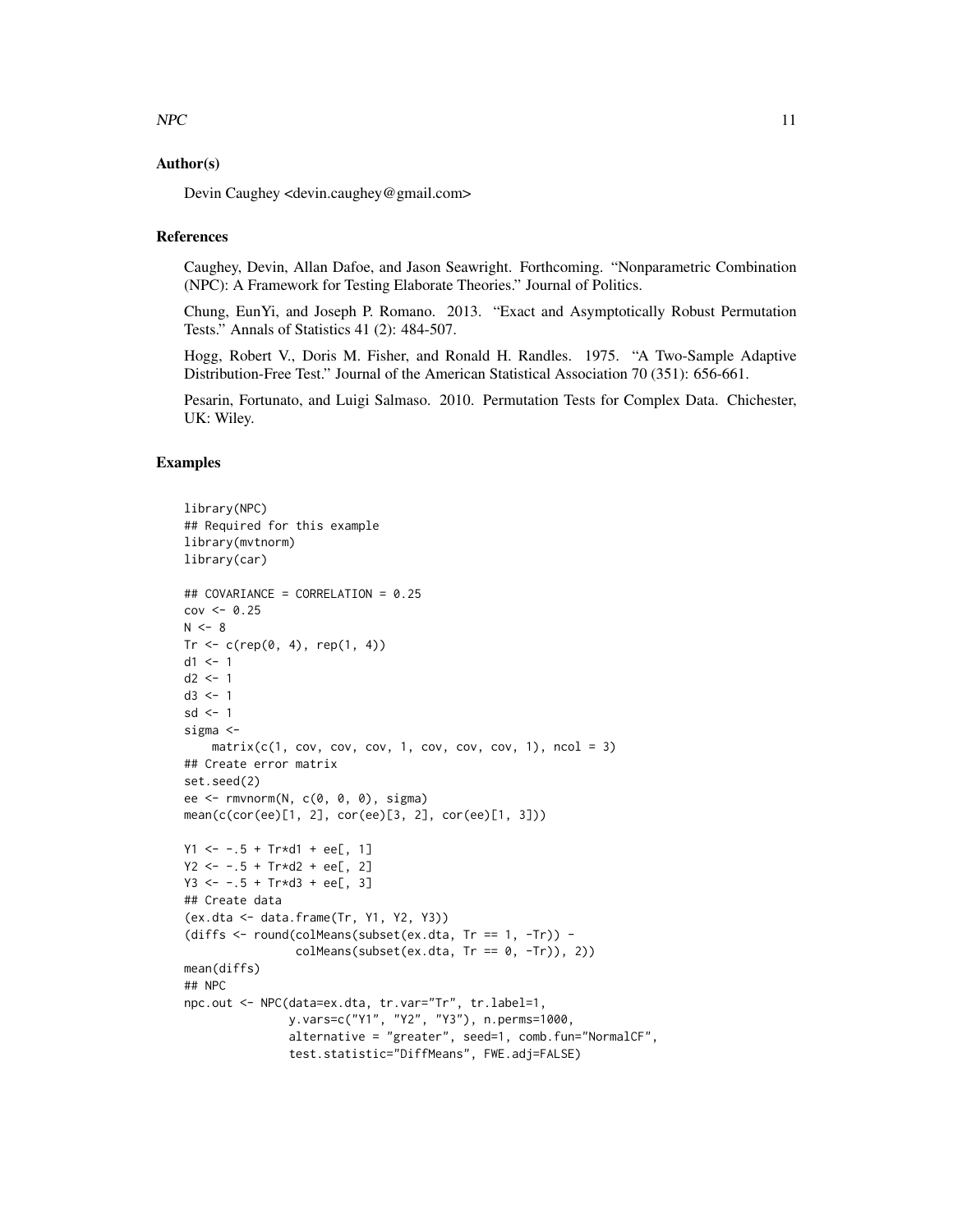## Author(s)

Devin Caughey <devin.caughey@gmail.com>

## References

Caughey, Devin, Allan Dafoe, and Jason Seawright. Forthcoming. "Nonparametric Combination (NPC): A Framework for Testing Elaborate Theories." Journal of Politics.

Chung, EunYi, and Joseph P. Romano. 2013. "Exact and Asymptotically Robust Permutation Tests." Annals of Statistics 41 (2): 484-507.

Hogg, Robert V., Doris M. Fisher, and Ronald H. Randles. 1975. "A Two-Sample Adaptive Distribution-Free Test." Journal of the American Statistical Association 70 (351): 656-661.

Pesarin, Fortunato, and Luigi Salmaso. 2010. Permutation Tests for Complex Data. Chichester, UK: Wiley.

## Examples

```
library(NPC)
## Required for this example
library(mvtnorm)
library(car)

## COVARIANCE = CORRELATION = 0.25
cov <- 0.25
N <- 8
Tr <- c(rep(0, 4), rep(1, 4))
d1 <- 1
d2 <- 1
d3 <- 1
sd <- 1
sigma <-
    matrix(c(1, cov, cov, cov, 1, cov, cov, cov, 1), ncol = 3)
## Create error matrix
set.seed(2)
ee <- rmvnorm(N, c(0, 0, 0), sigma)
mean(c(cor(ee)[1, 2], cor(ee)[3, 2], cor(ee)[1, 3]))

Y1 <- -.5 + Tr*d1 + ee[, 1]
Y2 <- -.5 + Tr*d2 + ee[, 2]
Y3 <- -.5 + Tr*d3 + ee[, 3]
## Create data
(ex.dta <- data.frame(Tr, Y1, Y2, Y3))
(diffs <- round(colMeans(subset(ex.dta, Tr == 1, -Tr)) -
                colMeans(subset(ex.dta, Tr == 0, -Tr)), 2))
mean(diffs)
## NPC
npc.out <- NPC(data=ex.dta, tr.var="Tr", tr.label=1,
               y.vars=c("Y1", "Y2", "Y3"), n.perms=1000,
               alternative = "greater", seed=1, comb.fun="NormalCF",
               test.statistic="DiffMeans", FWE.adj=FALSE)
```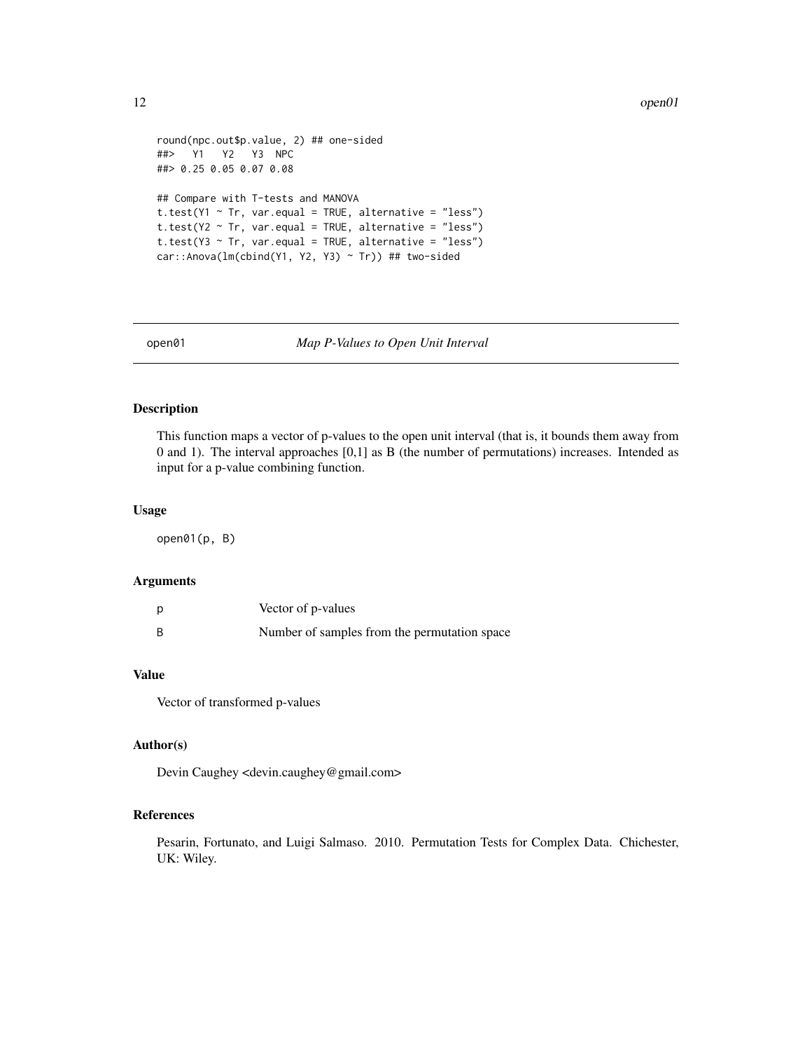```
round(npc.out$p.value, 2) ## one-sided
##>   Y1   Y2   Y3  NPC
##> 0.25 0.05 0.07 0.08

## Compare with T-tests and MANOVA
t.test(Y1 ~ Tr, var.equal = TRUE, alternative = "less")
t.test(Y2 ~ Tr, var.equal = TRUE, alternative = "less")
t.test(Y3 ~ Tr, var.equal = TRUE, alternative = "less")
car::Anova(lm(cbind(Y1, Y2, Y3) ~ Tr)) ## two-sided
```

## open01 — *Map P-Values to Open Unit Interval*

### Description

This function maps a vector of p-values to the open unit interval (that is, it bounds them away from 0 and 1). The interval approaches [0,1] as B (the number of permutations) increases. Intended as input for a p-value combining function.

### Usage

```
open01(p, B)
```

### Arguments

| | |
|---|---|
| p | Vector of p-values |
| B | Number of samples from the permutation space |

### Value

Vector of transformed p-values

### Author(s)

Devin Caughey <devin.caughey@gmail.com>

### References

Pesarin, Fortunato, and Luigi Salmaso. 2010. Permutation Tests for Complex Data. Chichester, UK: Wiley.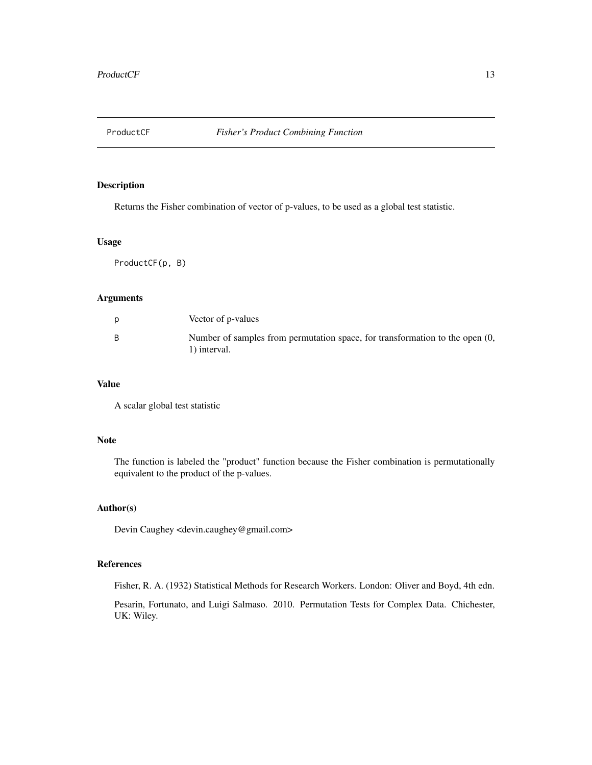# ProductCF — *Fisher's Product Combining Function*

## Description

Returns the Fisher combination of vector of p-values, to be used as a global test statistic.

## Usage

```
ProductCF(p, B)
```

## Arguments

| | |
|---|---|
| `p` | Vector of p-values |
| `B` | Number of samples from permutation space, for transformation to the open (0, 1) interval. |

## Value

A scalar global test statistic

## Note

The function is labeled the "product" function because the Fisher combination is permutationally equivalent to the product of the p-values.

## Author(s)

Devin Caughey <devin.caughey@gmail.com>

## References

Fisher, R. A. (1932) Statistical Methods for Research Workers. London: Oliver and Boyd, 4th edn.

Pesarin, Fortunato, and Luigi Salmaso. 2010. Permutation Tests for Complex Data. Chichester, UK: Wiley.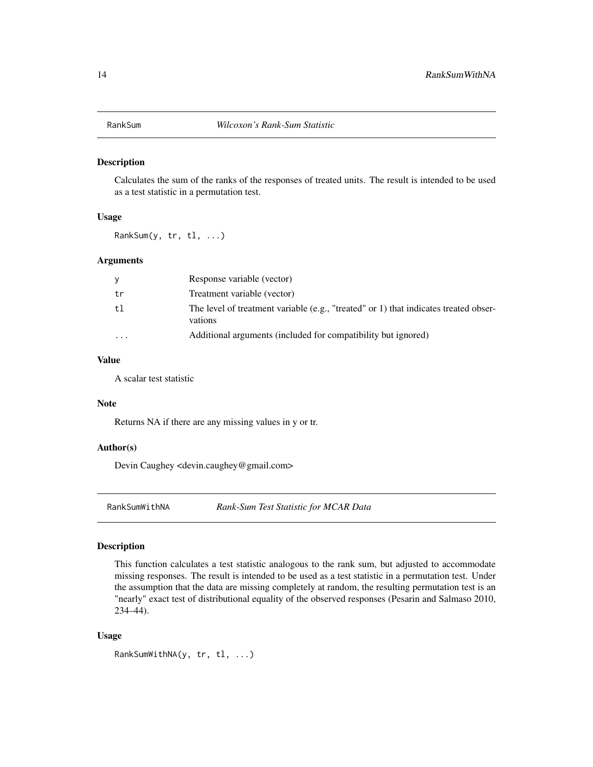## RankSum *Wilcoxon's Rank-Sum Statistic*

### Description

Calculates the sum of the ranks of the responses of treated units. The result is intended to be used as a test statistic in a permutation test.

### Usage

```
RankSum(y, tr, tl, ...)
```

### Arguments

| | |
|---|---|
| y | Response variable (vector) |
| tr | Treatment variable (vector) |
| tl | The level of treatment variable (e.g., "treated" or 1) that indicates treated observations |
| ... | Additional arguments (included for compatibility but ignored) |

### Value

A scalar test statistic

### Note

Returns NA if there are any missing values in y or tr.

### Author(s)

Devin Caughey <devin.caughey@gmail.com>

## RankSumWithNA *Rank-Sum Test Statistic for MCAR Data*

### Description

This function calculates a test statistic analogous to the rank sum, but adjusted to accommodate missing responses. The result is intended to be used as a test statistic in a permutation test. Under the assumption that the data are missing completely at random, the resulting permutation test is an "nearly" exact test of distributional equality of the observed responses (Pesarin and Salmaso 2010, 234–44).

### Usage

```
RankSumWithNA(y, tr, tl, ...)
```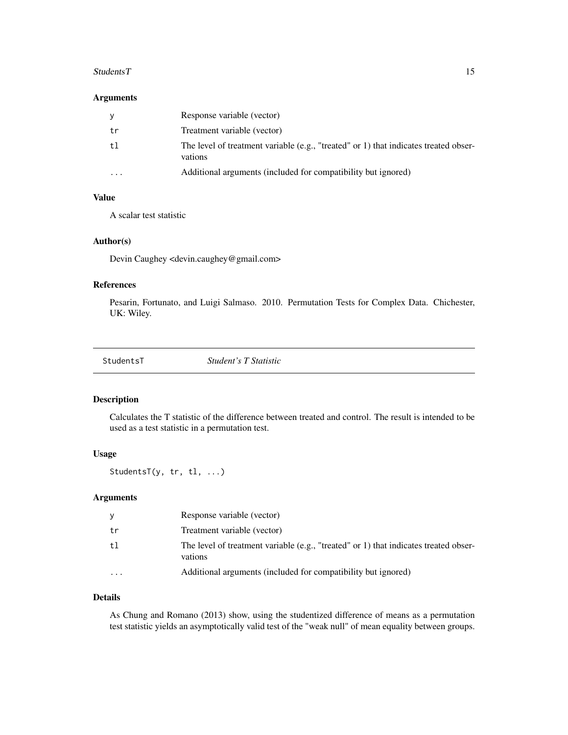## Arguments

| | |
|---|---|
| y | Response variable (vector) |
| tr | Treatment variable (vector) |
| tl | The level of treatment variable (e.g., "treated" or 1) that indicates treated observations |
| ... | Additional arguments (included for compatibility but ignored) |

## Value

A scalar test statistic

## Author(s)

Devin Caughey <devin.caughey@gmail.com>

## References

Pesarin, Fortunato, and Luigi Salmaso. 2010. Permutation Tests for Complex Data. Chichester, UK: Wiley.

---

# StudentsT *Student's T Statistic*

## Description

Calculates the T statistic of the difference between treated and control. The result is intended to be used as a test statistic in a permutation test.

## Usage

```
StudentsT(y, tr, tl, ...)
```

## Arguments

| | |
|---|---|
| y | Response variable (vector) |
| tr | Treatment variable (vector) |
| tl | The level of treatment variable (e.g., "treated" or 1) that indicates treated observations |
| ... | Additional arguments (included for compatibility but ignored) |

## Details

As Chung and Romano (2013) show, using the studentized difference of means as a permutation test statistic yields an asymptotically valid test of the "weak null" of mean equality between groups.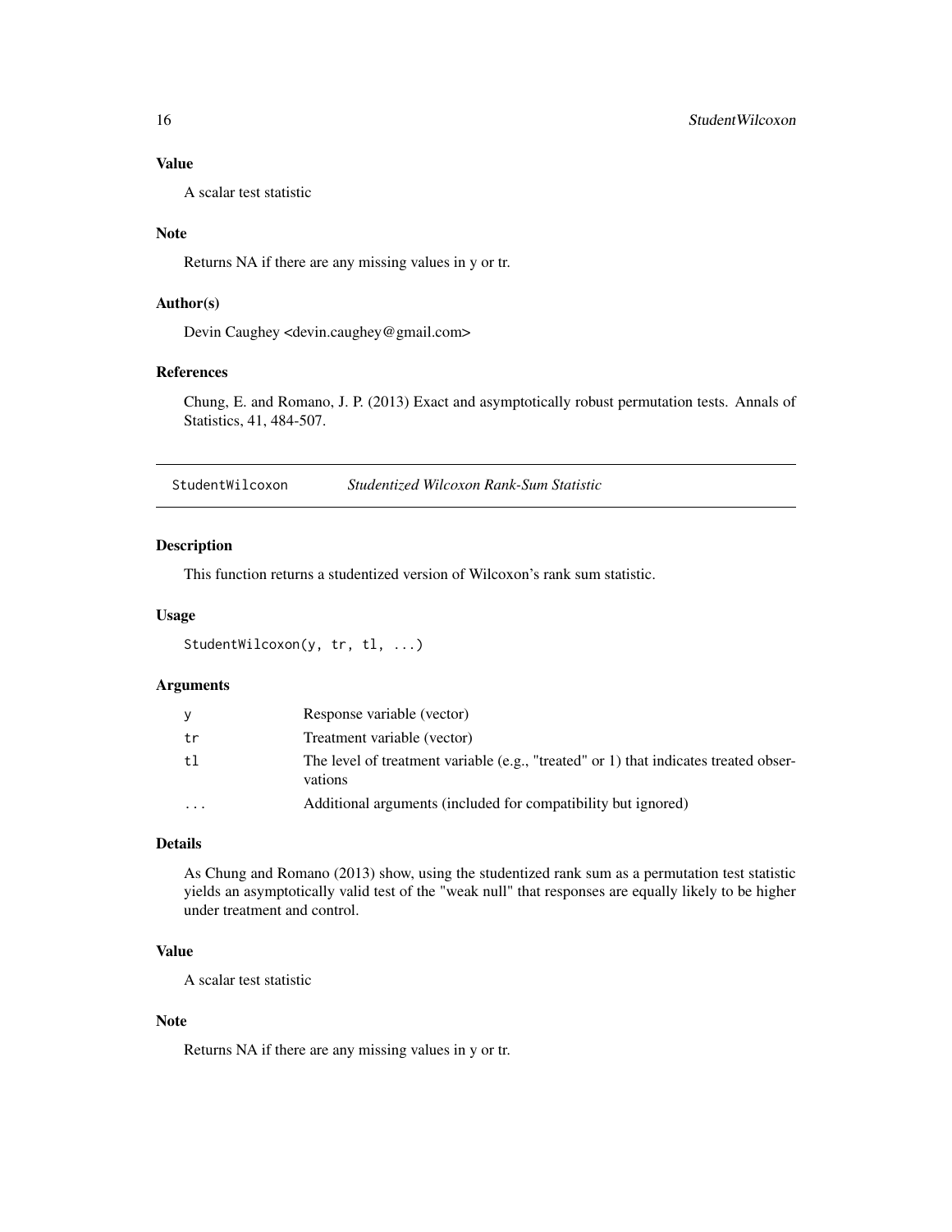### Value

A scalar test statistic

### Note

Returns NA if there are any missing values in y or tr.

### Author(s)

Devin Caughey <devin.caughey@gmail.com>

### References

Chung, E. and Romano, J. P. (2013) Exact and asymptotically robust permutation tests. Annals of Statistics, 41, 484-507.

---

## StudentWilcoxon — *Studentized Wilcoxon Rank-Sum Statistic*

### Description

This function returns a studentized version of Wilcoxon's rank sum statistic.

### Usage

```
StudentWilcoxon(y, tr, tl, ...)
```

### Arguments

| | |
|---|---|
| `y` | Response variable (vector) |
| `tr` | Treatment variable (vector) |
| `tl` | The level of treatment variable (e.g., "treated" or 1) that indicates treated observations |
| `...` | Additional arguments (included for compatibility but ignored) |

### Details

As Chung and Romano (2013) show, using the studentized rank sum as a permutation test statistic yields an asymptotically valid test of the "weak null" that responses are equally likely to be higher under treatment and control.

### Value

A scalar test statistic

### Note

Returns NA if there are any missing values in y or tr.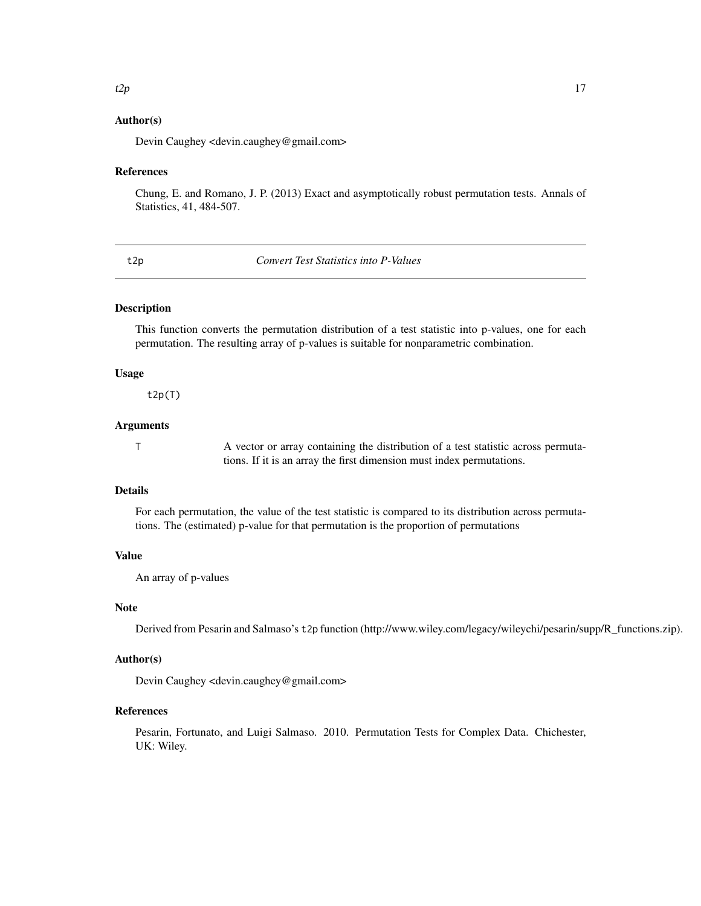### Author(s)

Devin Caughey <devin.caughey@gmail.com>

### References

Chung, E. and Romano, J. P. (2013) Exact and asymptotically robust permutation tests. Annals of Statistics, 41, 484-507.

---

## t2p — *Convert Test Statistics into P-Values*

---

### Description

This function converts the permutation distribution of a test statistic into p-values, one for each permutation. The resulting array of p-values is suitable for nonparametric combination.

### Usage

```
t2p(T)
```

### Arguments

| | |
|---|---|
| `T` | A vector or array containing the distribution of a test statistic across permutations. If it is an array the first dimension must index permutations. |

### Details

For each permutation, the value of the test statistic is compared to its distribution across permutations. The (estimated) p-value for that permutation is the proportion of permutations

### Value

An array of p-values

### Note

Derived from Pesarin and Salmaso's `t2p` function (http://www.wiley.com/legacy/wileychi/pesarin/supp/R_functions.zip).

### Author(s)

Devin Caughey <devin.caughey@gmail.com>

### References

Pesarin, Fortunato, and Luigi Salmaso. 2010. Permutation Tests for Complex Data. Chichester, UK: Wiley.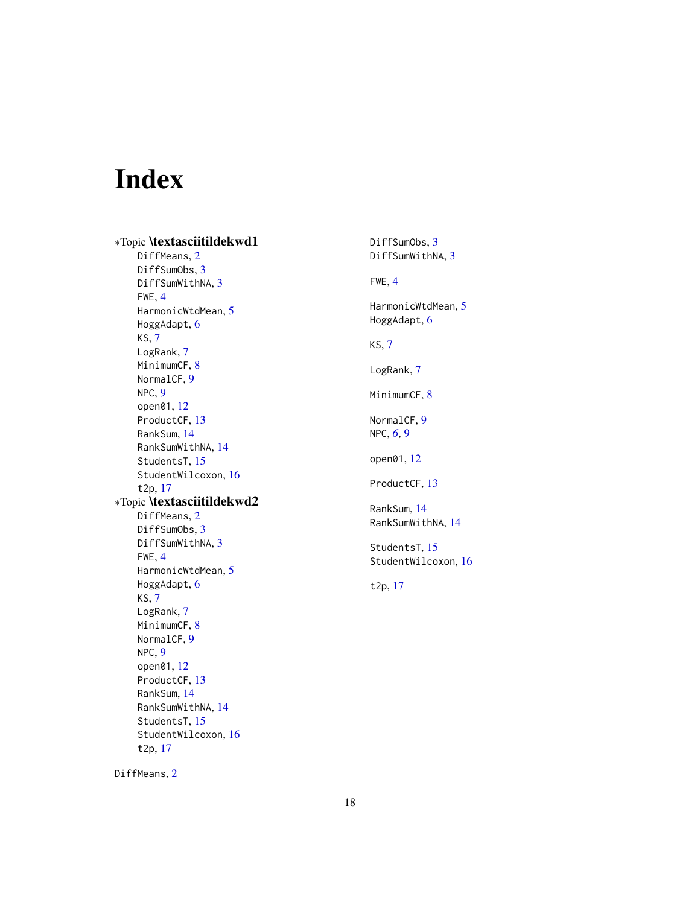# Index

*Topic **\textasciitildekwd1**
- DiffMeans, 2
- DiffSumObs, 3
- DiffSumWithNA, 3
- FWE, 4
- HarmonicWtdMean, 5
- HoggAdapt, 6
- KS, 7
- LogRank, 7
- MinimumCF, 8
- NormalCF, 9
- NPC, 9
- open01, 12
- ProductCF, 13
- RankSum, 14
- RankSumWithNA, 14
- StudentsT, 15
- StudentWilcoxon, 16
- t2p, 17

*Topic **\textasciitildekwd2**
- DiffMeans, 2
- DiffSumObs, 3
- DiffSumWithNA, 3
- FWE, 4
- HarmonicWtdMean, 5
- HoggAdapt, 6
- KS, 7
- LogRank, 7
- MinimumCF, 8
- NormalCF, 9
- NPC, 9
- open01, 12
- ProductCF, 13
- RankSum, 14
- RankSumWithNA, 14
- StudentsT, 15
- StudentWilcoxon, 16
- t2p, 17

DiffMeans, 2
DiffSumObs, 3
DiffSumWithNA, 3

FWE, 4

HarmonicWtdMean, 5
HoggAdapt, 6

KS, 7

LogRank, 7

MinimumCF, 8

NormalCF, 9
NPC, *6*, 9

open01, 12

ProductCF, 13

RankSum, 14
RankSumWithNA, 14

StudentsT, 15
StudentWilcoxon, 16

t2p, 17